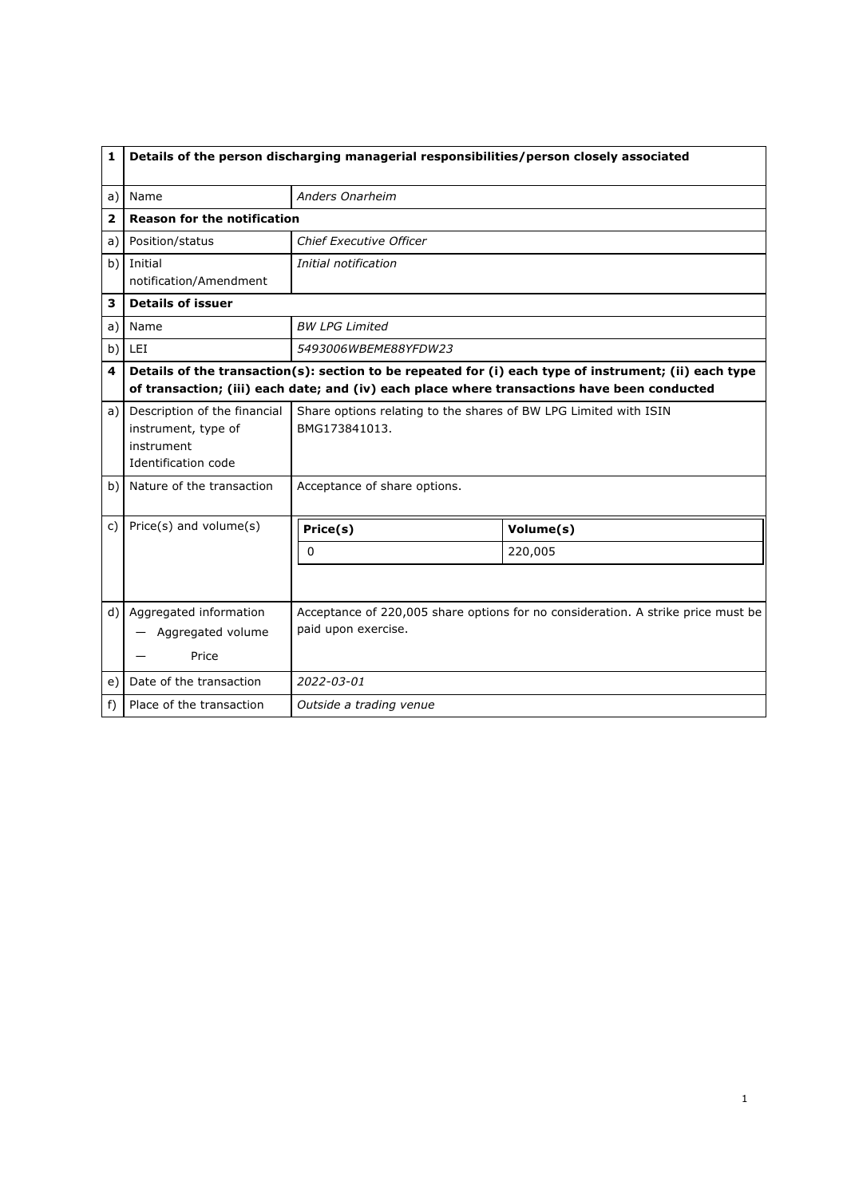| 1 | **Details of the person discharging managerial responsibilities/person closely associated** | |
|---|---|---|
| a) | Name | *Anders Onarheim* |
| **2** | **Reason for the notification** | |
| a) | Position/status | *Chief Executive Officer* |
| b) | Initial notification/Amendment | *Initial notification* |
| **3** | **Details of issuer** | |
| a) | Name | *BW LPG Limited* |
| b) | LEI | *5493006WBEME88YFDW23* |
| **4** | **Details of the transaction(s): section to be repeated for (i) each type of instrument; (ii) each type of transaction; (iii) each date; and (iv) each place where transactions have been conducted** | |
| a) | Description of the financial instrument, type of instrument Identification code | Share options relating to the shares of BW LPG Limited with ISIN BMG173841013. |
| b) | Nature of the transaction | Acceptance of share options. |
| c) | Price(s) and volume(s) | **Price(s)**: 0 — **Volume(s)**: 220,005 |
| d) | Aggregated information — Aggregated volume — Price | Acceptance of 220,005 share options for no consideration. A strike price must be paid upon exercise. |
| e) | Date of the transaction | *2022-03-01* |
| f) | Place of the transaction | *Outside a trading venue* |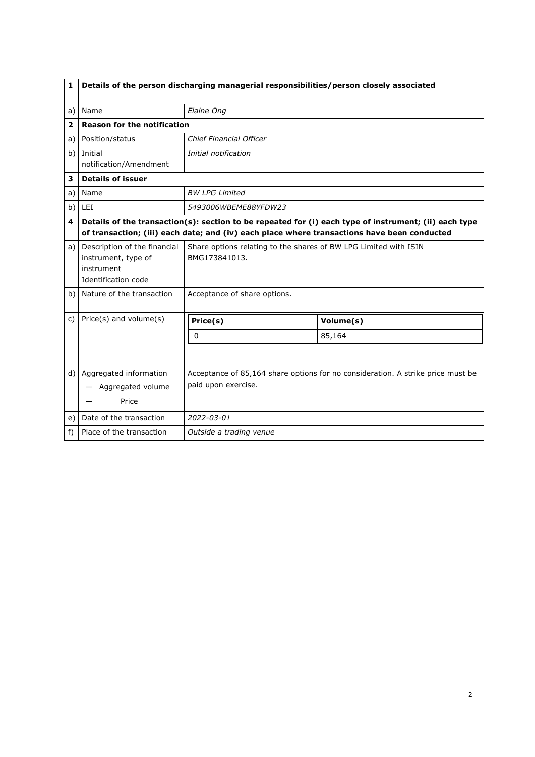| 1 | **Details of the person discharging managerial responsibilities/person closely associated** | |
|---|---|---|
| a) | Name | *Elaine Ong* |
| **2** | **Reason for the notification** | |
| a) | Position/status | *Chief Financial Officer* |
| b) | Initial notification/Amendment | *Initial notification* |
| **3** | **Details of issuer** | |
| a) | Name | *BW LPG Limited* |
| b) | LEI | *5493006WBEME88YFDW23* |
| **4** | **Details of the transaction(s): section to be repeated for (i) each type of instrument; (ii) each type of transaction; (iii) each date; and (iv) each place where transactions have been conducted** | |
| a) | Description of the financial instrument, type of instrument Identification code | Share options relating to the shares of BW LPG Limited with ISIN BMG173841013. |
| b) | Nature of the transaction | Acceptance of share options. |
| c) | Price(s) and volume(s) | **Price(s)**: 0 — **Volume(s)**: 85,164 |
| d) | Aggregated information — Aggregated volume — Price | Acceptance of 85,164 share options for no consideration. A strike price must be paid upon exercise. |
| e) | Date of the transaction | *2022-03-01* |
| f) | Place of the transaction | *Outside a trading venue* |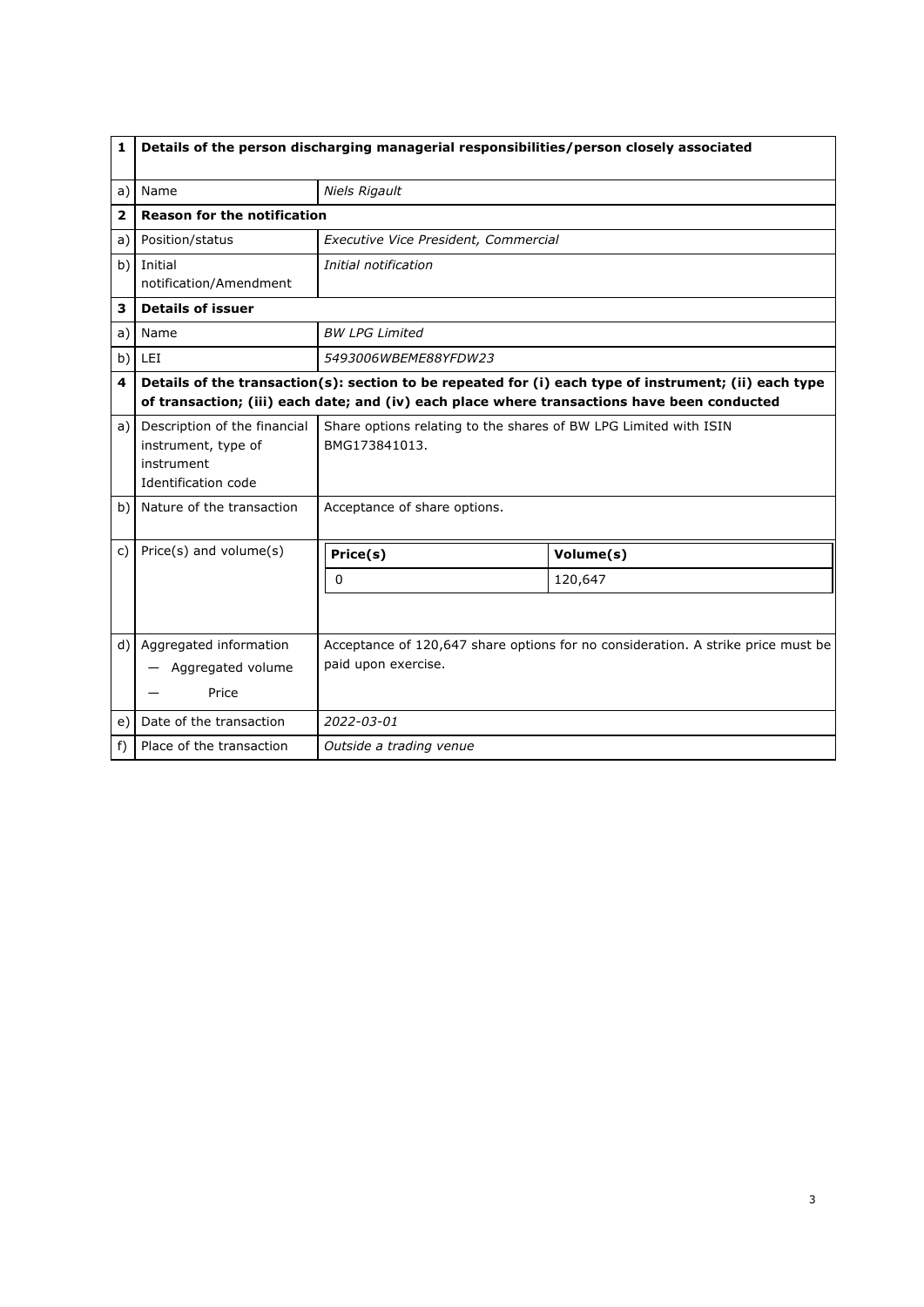| 1 | **Details of the person discharging managerial responsibilities/person closely associated** | |
|---|---|---|
| a) | Name | *Niels Rigault* |
| **2** | **Reason for the notification** | |
| a) | Position/status | *Executive Vice President, Commercial* |
| b) | Initial notification/Amendment | *Initial notification* |
| **3** | **Details of issuer** | |
| a) | Name | *BW LPG Limited* |
| b) | LEI | *5493006WBEME88YFDW23* |
| **4** | **Details of the transaction(s): section to be repeated for (i) each type of instrument; (ii) each type of transaction; (iii) each date; and (iv) each place where transactions have been conducted** | |
| a) | Description of the financial instrument, type of instrument Identification code | Share options relating to the shares of BW LPG Limited with ISIN BMG173841013. |
| b) | Nature of the transaction | Acceptance of share options. |
| c) | Price(s) and volume(s) | **Price(s):** 0 / **Volume(s):** 120,647 |
| d) | Aggregated information — Aggregated volume — Price | Acceptance of 120,647 share options for no consideration. A strike price must be paid upon exercise. |
| e) | Date of the transaction | *2022-03-01* |
| f) | Place of the transaction | *Outside a trading venue* |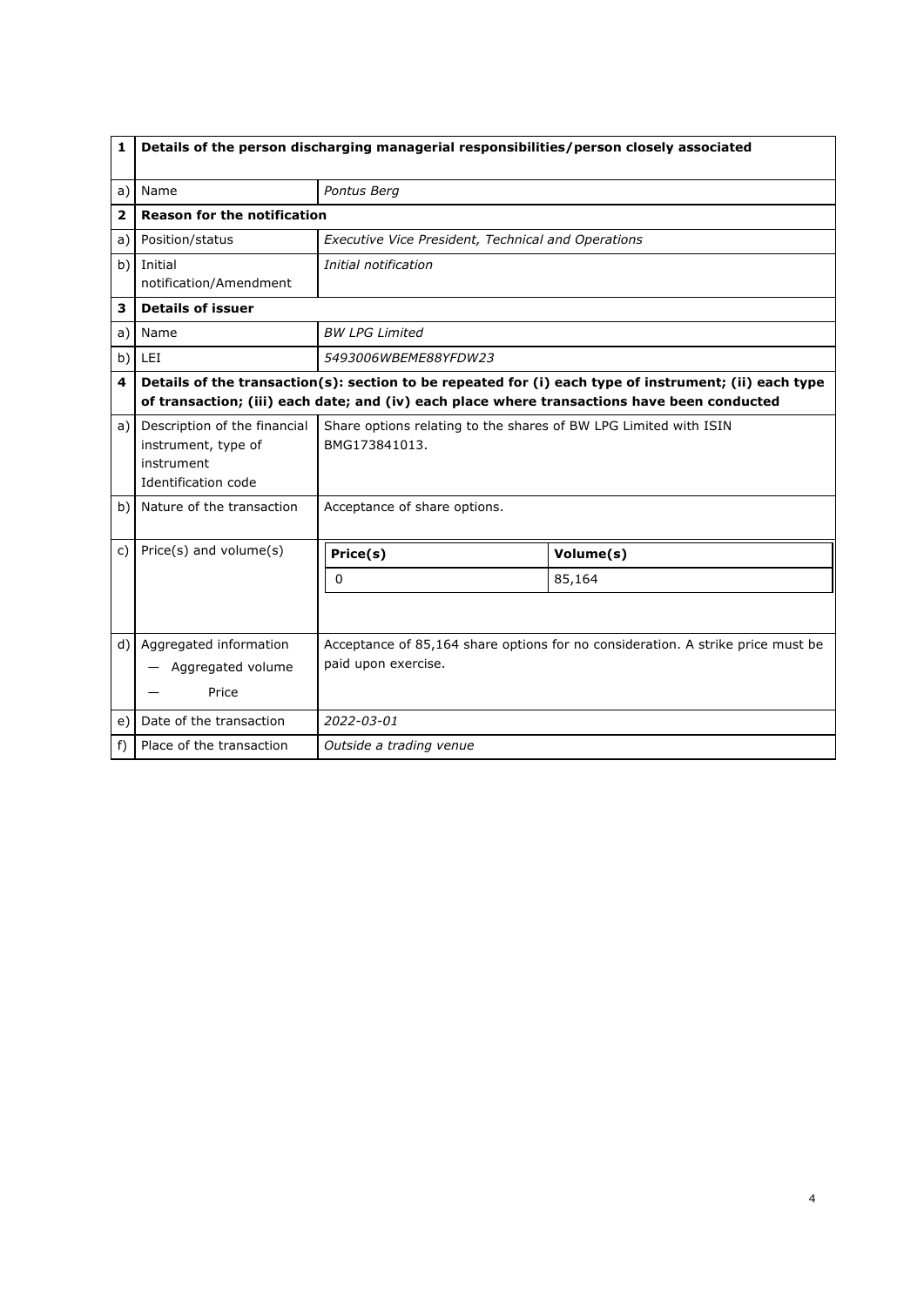| | | |
|---|---|---|
| **1** | **Details of the person discharging managerial responsibilities/person closely associated** | |
| a) | Name | *Pontus Berg* |
| **2** | **Reason for the notification** | |
| a) | Position/status | *Executive Vice President, Technical and Operations* |
| b) | Initial notification/Amendment | *Initial notification* |
| **3** | **Details of issuer** | |
| a) | Name | *BW LPG Limited* |
| b) | LEI | *5493006WBEME88YFDW23* |
| **4** | **Details of the transaction(s): section to be repeated for (i) each type of instrument; (ii) each type of transaction; (iii) each date; and (iv) each place where transactions have been conducted** | |
| a) | Description of the financial instrument, type of instrument Identification code | Share options relating to the shares of BW LPG Limited with ISIN BMG173841013. |
| b) | Nature of the transaction | Acceptance of share options. |
| c) | Price(s) and volume(s) | **Price(s)**: 0 — **Volume(s)**: 85,164 |
| d) | Aggregated information — Aggregated volume — Price | Acceptance of 85,164 share options for no consideration. A strike price must be paid upon exercise. |
| e) | Date of the transaction | *2022-03-01* |
| f) | Place of the transaction | *Outside a trading venue* |